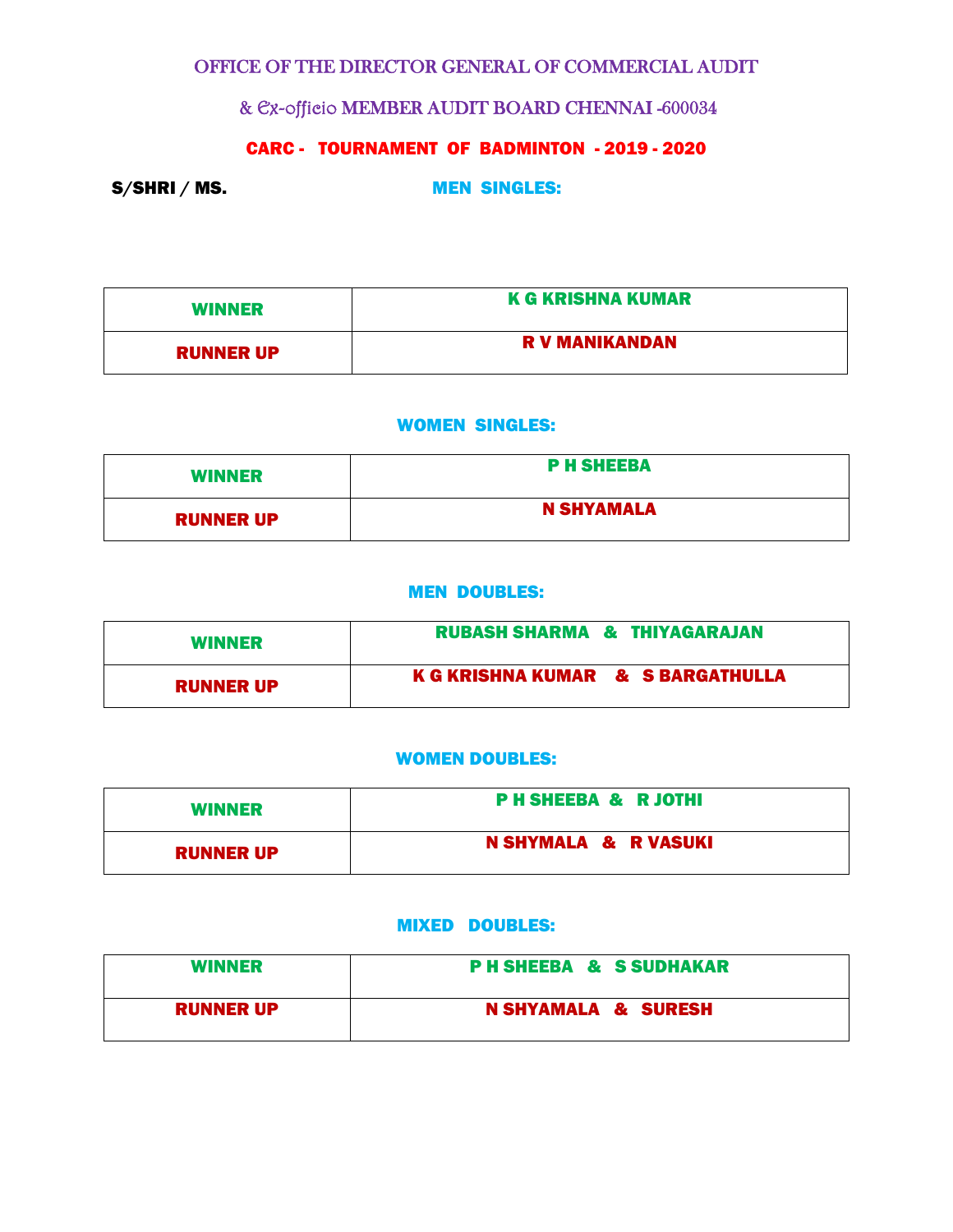# OFFICE OF THE DIRECTOR GENERAL OF COMMERCIAL AUDIT

## & Ex-officio MEMBER AUDIT BOARD CHENNAI -600034

### CARC - TOURNAMENT OF BADMINTON - 2019 - 2020

**S/SHRI / MS.**

### MEN SINGLES:

| | |
|---|---|
| **WINNER** | **K G KRISHNA KUMAR** |
| **RUNNER UP** | **R V MANIKANDAN** |

### WOMEN SINGLES:

| | |
|---|---|
| **WINNER** | **P H SHEEBA** |
| **RUNNER UP** | **N SHYAMALA** |

### MEN DOUBLES:

| | |
|---|---|
| **WINNER** | **RUBASH SHARMA & THIYAGARAJAN** |
| **RUNNER UP** | **K G KRISHNA KUMAR & S BARGATHULLA** |

### WOMEN DOUBLES:

| | |
|---|---|
| **WINNER** | **P H SHEEBA & R JOTHI** |
| **RUNNER UP** | **N SHYMALA & R VASUKI** |

### MIXED DOUBLES:

| | |
|---|---|
| **WINNER** | **P H SHEEBA & S SUDHAKAR** |
| **RUNNER UP** | **N SHYAMALA & SURESH** |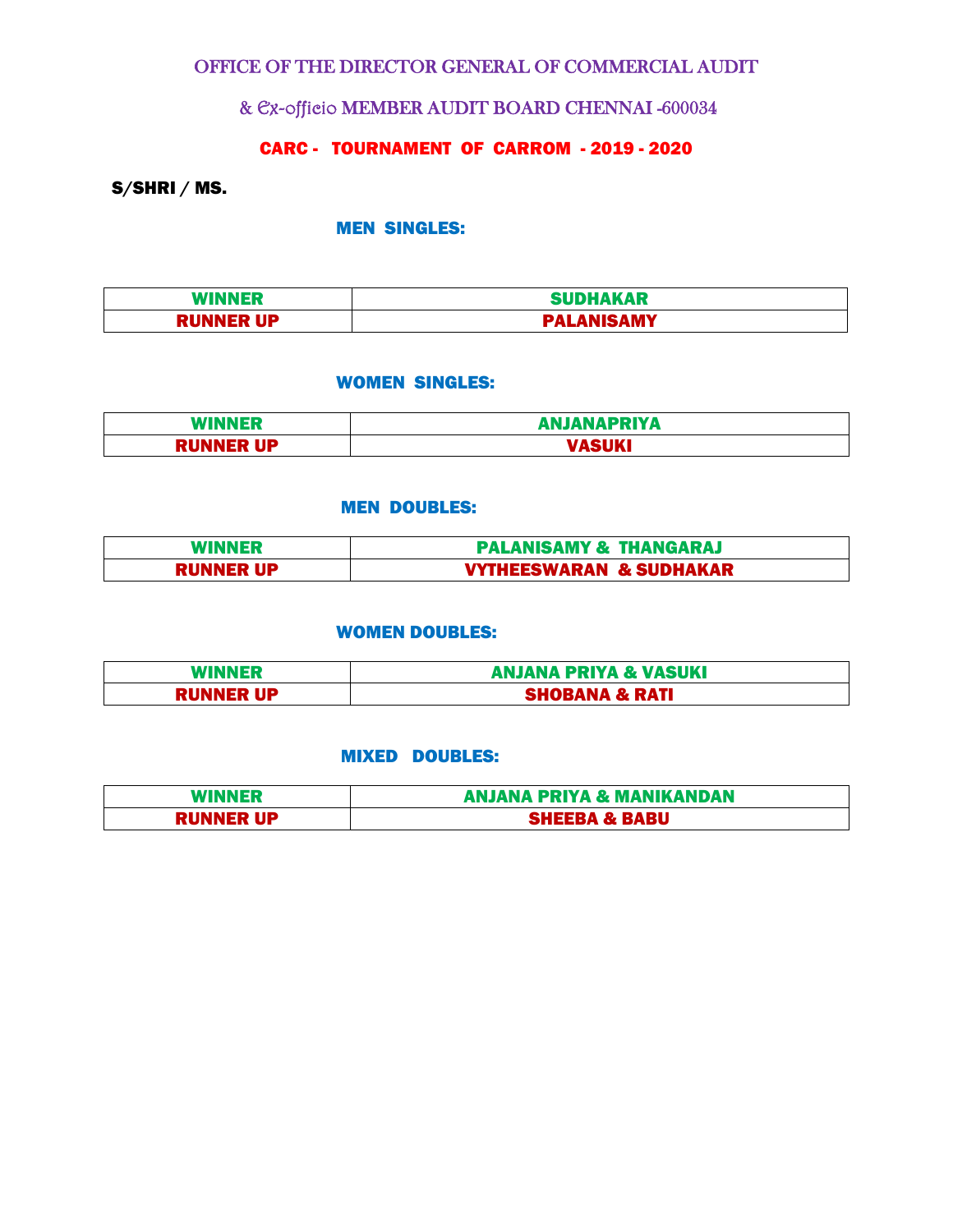OFFICE OF THE DIRECTOR GENERAL OF COMMERCIAL AUDIT

& Ex-officio MEMBER AUDIT BOARD CHENNAI -600034

## CARC - TOURNAMENT OF CARROM - 2019 - 2020

**S/SHRI / MS.**

### MEN SINGLES:

| | |
|---|---|
| **WINNER** | **SUDHAKAR** |
| **RUNNER UP** | **PALANISAMY** |

### WOMEN SINGLES:

| | |
|---|---|
| **WINNER** | **ANJANAPRIYA** |
| **RUNNER UP** | **VASUKI** |

### MEN DOUBLES:

| | |
|---|---|
| **WINNER** | **PALANISAMY & THANGARAJ** |
| **RUNNER UP** | **VYTHEESWARAN & SUDHAKAR** |

### WOMEN DOUBLES:

| | |
|---|---|
| **WINNER** | **ANJANA PRIYA & VASUKI** |
| **RUNNER UP** | **SHOBANA & RATI** |

### MIXED DOUBLES:

| | |
|---|---|
| **WINNER** | **ANJANA PRIYA & MANIKANDAN** |
| **RUNNER UP** | **SHEEBA & BABU** |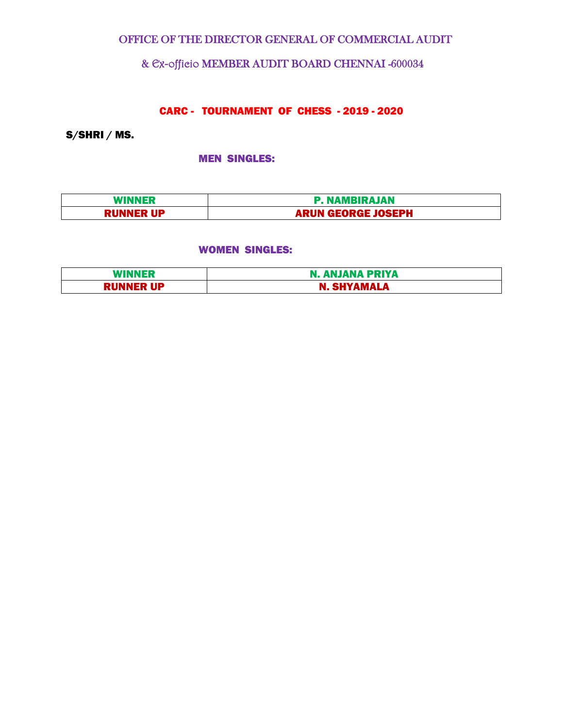OFFICE OF THE DIRECTOR GENERAL OF COMMERCIAL AUDIT

& Ex-officio MEMBER AUDIT BOARD CHENNAI -600034

## CARC - TOURNAMENT OF CHESS - 2019 - 2020

**S/SHRI / MS.**

### MEN SINGLES:

| | |
|---|---|
| WINNER | P. NAMBIRAJAN |
| RUNNER UP | ARUN GEORGE JOSEPH |

### WOMEN SINGLES:

| | |
|---|---|
| WINNER | N. ANJANA PRIYA |
| RUNNER UP | N. SHYAMALA |